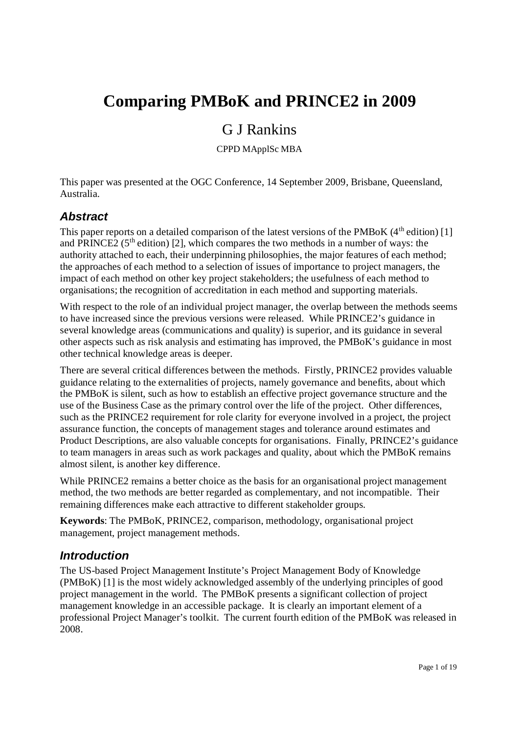# Comparing PMBoK and PRINCE2 in 2009

G J Rankins

CPPD MApplSc MBA

This paper was presented at the OGC Conference, 14 September 2009, Brisbane, Queensland, Australia.

## Abstract

This paper reports on a detailed comparison of the latest versions of the PMBoK (4th edition) [1] and PRINCE2 (5th edition) [2], which compares the two methods in a number of ways: the authority attached to each, their underpinning philosophies, the major features of each method; the approaches of each method to a selection of issues of importance to project managers, the impact of each method on other key project stakeholders; the usefulness of each method to organisations; the recognition of accreditation in each method and supporting materials.

With respect to the role of an individual project manager, the overlap between the methods seems to have increased since the previous versions were released. While PRINCE2's guidance in several knowledge areas (communications and quality) is superior, and its guidance in several other aspects such as risk analysis and estimating has improved, the PMBoK's guidance in most other technical knowledge areas is deeper.

There are several critical differences between the methods. Firstly, PRINCE2 provides valuable guidance relating to the externalities of projects, namely governance and benefits, about which the PMBoK is silent, such as how to establish an effective project governance structure and the use of the Business Case as the primary control over the life of the project. Other differences, such as the PRINCE2 requirement for role clarity for everyone involved in a project, the project assurance function, the concepts of management stages and tolerance around estimates and Product Descriptions, are also valuable concepts for organisations. Finally, PRINCE2's guidance to team managers in areas such as work packages and quality, about which the PMBoK remains almost silent, is another key difference.

While PRINCE2 remains a better choice as the basis for an organisational project management method, the two methods are better regarded as complementary, and not incompatible. Their remaining differences make each attractive to different stakeholder groups.

**Keywords**: The PMBoK, PRINCE2, comparison, methodology, organisational project management, project management methods.

## Introduction

The US-based Project Management Institute's Project Management Body of Knowledge (PMBoK) [1] is the most widely acknowledged assembly of the underlying principles of good project management in the world. The PMBoK presents a significant collection of project management knowledge in an accessible package. It is clearly an important element of a professional Project Manager's toolkit. The current fourth edition of the PMBoK was released in 2008.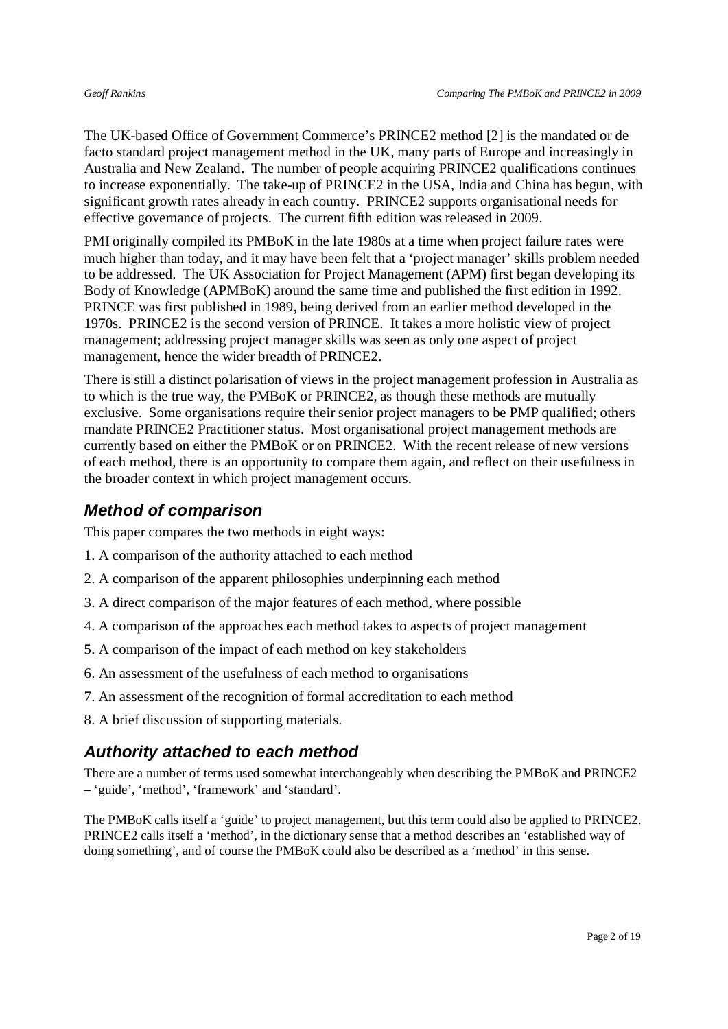The UK-based Office of Government Commerce's PRINCE2 method [2] is the mandated or de facto standard project management method in the UK, many parts of Europe and increasingly in Australia and New Zealand. The number of people acquiring PRINCE2 qualifications continues to increase exponentially. The take-up of PRINCE2 in the USA, India and China has begun, with significant growth rates already in each country. PRINCE2 supports organisational needs for effective governance of projects. The current fifth edition was released in 2009.

PMI originally compiled its PMBoK in the late 1980s at a time when project failure rates were much higher than today, and it may have been felt that a 'project manager' skills problem needed to be addressed. The UK Association for Project Management (APM) first began developing its Body of Knowledge (APMBoK) around the same time and published the first edition in 1992. PRINCE was first published in 1989, being derived from an earlier method developed in the 1970s. PRINCE2 is the second version of PRINCE. It takes a more holistic view of project management; addressing project manager skills was seen as only one aspect of project management, hence the wider breadth of PRINCE2.

There is still a distinct polarisation of views in the project management profession in Australia as to which is the true way, the PMBoK or PRINCE2, as though these methods are mutually exclusive. Some organisations require their senior project managers to be PMP qualified; others mandate PRINCE2 Practitioner status. Most organisational project management methods are currently based on either the PMBoK or on PRINCE2. With the recent release of new versions of each method, there is an opportunity to compare them again, and reflect on their usefulness in the broader context in which project management occurs.

## *Method of comparison*

This paper compares the two methods in eight ways:

1. A comparison of the authority attached to each method
2. A comparison of the apparent philosophies underpinning each method
3. A direct comparison of the major features of each method, where possible
4. A comparison of the approaches each method takes to aspects of project management
5. A comparison of the impact of each method on key stakeholders
6. An assessment of the usefulness of each method to organisations
7. An assessment of the recognition of formal accreditation to each method
8. A brief discussion of supporting materials.

## *Authority attached to each method*

There are a number of terms used somewhat interchangeably when describing the PMBoK and PRINCE2 – 'guide', 'method', 'framework' and 'standard'.

The PMBoK calls itself a 'guide' to project management, but this term could also be applied to PRINCE2. PRINCE2 calls itself a 'method', in the dictionary sense that a method describes an 'established way of doing something', and of course the PMBoK could also be described as a 'method' in this sense.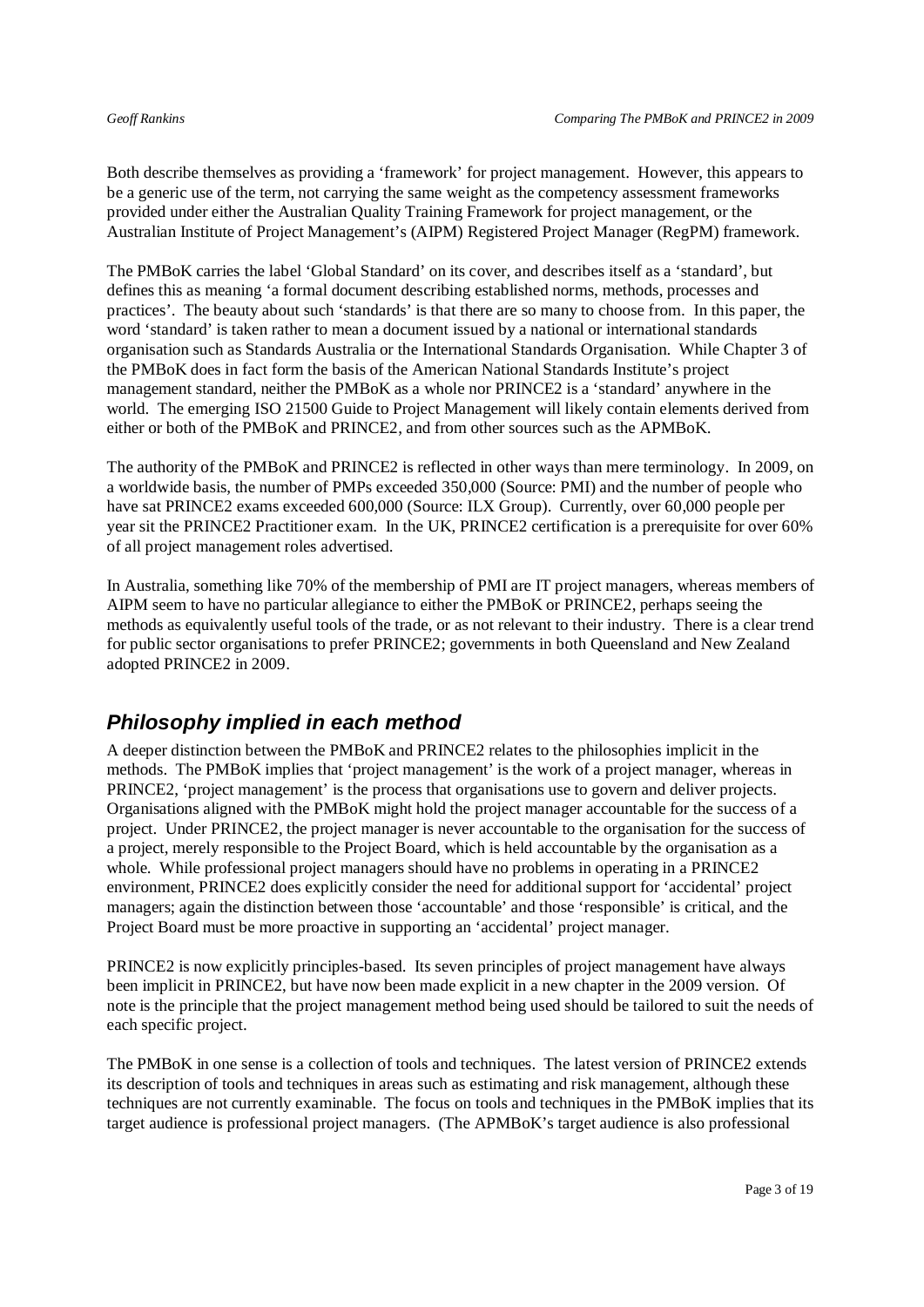Both describe themselves as providing a 'framework' for project management. However, this appears to be a generic use of the term, not carrying the same weight as the competency assessment frameworks provided under either the Australian Quality Training Framework for project management, or the Australian Institute of Project Management's (AIPM) Registered Project Manager (RegPM) framework.

The PMBoK carries the label 'Global Standard' on its cover, and describes itself as a 'standard', but defines this as meaning 'a formal document describing established norms, methods, processes and practices'. The beauty about such 'standards' is that there are so many to choose from. In this paper, the word 'standard' is taken rather to mean a document issued by a national or international standards organisation such as Standards Australia or the International Standards Organisation. While Chapter 3 of the PMBoK does in fact form the basis of the American National Standards Institute's project management standard, neither the PMBoK as a whole nor PRINCE2 is a 'standard' anywhere in the world. The emerging ISO 21500 Guide to Project Management will likely contain elements derived from either or both of the PMBoK and PRINCE2, and from other sources such as the APMBoK.

The authority of the PMBoK and PRINCE2 is reflected in other ways than mere terminology. In 2009, on a worldwide basis, the number of PMPs exceeded 350,000 (Source: PMI) and the number of people who have sat PRINCE2 exams exceeded 600,000 (Source: ILX Group). Currently, over 60,000 people per year sit the PRINCE2 Practitioner exam. In the UK, PRINCE2 certification is a prerequisite for over 60% of all project management roles advertised.

In Australia, something like 70% of the membership of PMI are IT project managers, whereas members of AIPM seem to have no particular allegiance to either the PMBoK or PRINCE2, perhaps seeing the methods as equivalently useful tools of the trade, or as not relevant to their industry. There is a clear trend for public sector organisations to prefer PRINCE2; governments in both Queensland and New Zealand adopted PRINCE2 in 2009.

## *Philosophy implied in each method*

A deeper distinction between the PMBoK and PRINCE2 relates to the philosophies implicit in the methods. The PMBoK implies that 'project management' is the work of a project manager, whereas in PRINCE2, 'project management' is the process that organisations use to govern and deliver projects. Organisations aligned with the PMBoK might hold the project manager accountable for the success of a project. Under PRINCE2, the project manager is never accountable to the organisation for the success of a project, merely responsible to the Project Board, which is held accountable by the organisation as a whole. While professional project managers should have no problems in operating in a PRINCE2 environment, PRINCE2 does explicitly consider the need for additional support for 'accidental' project managers; again the distinction between those 'accountable' and those 'responsible' is critical, and the Project Board must be more proactive in supporting an 'accidental' project manager.

PRINCE2 is now explicitly principles-based. Its seven principles of project management have always been implicit in PRINCE2, but have now been made explicit in a new chapter in the 2009 version. Of note is the principle that the project management method being used should be tailored to suit the needs of each specific project.

The PMBoK in one sense is a collection of tools and techniques. The latest version of PRINCE2 extends its description of tools and techniques in areas such as estimating and risk management, although these techniques are not currently examinable. The focus on tools and techniques in the PMBoK implies that its target audience is professional project managers. (The APMBoK's target audience is also professional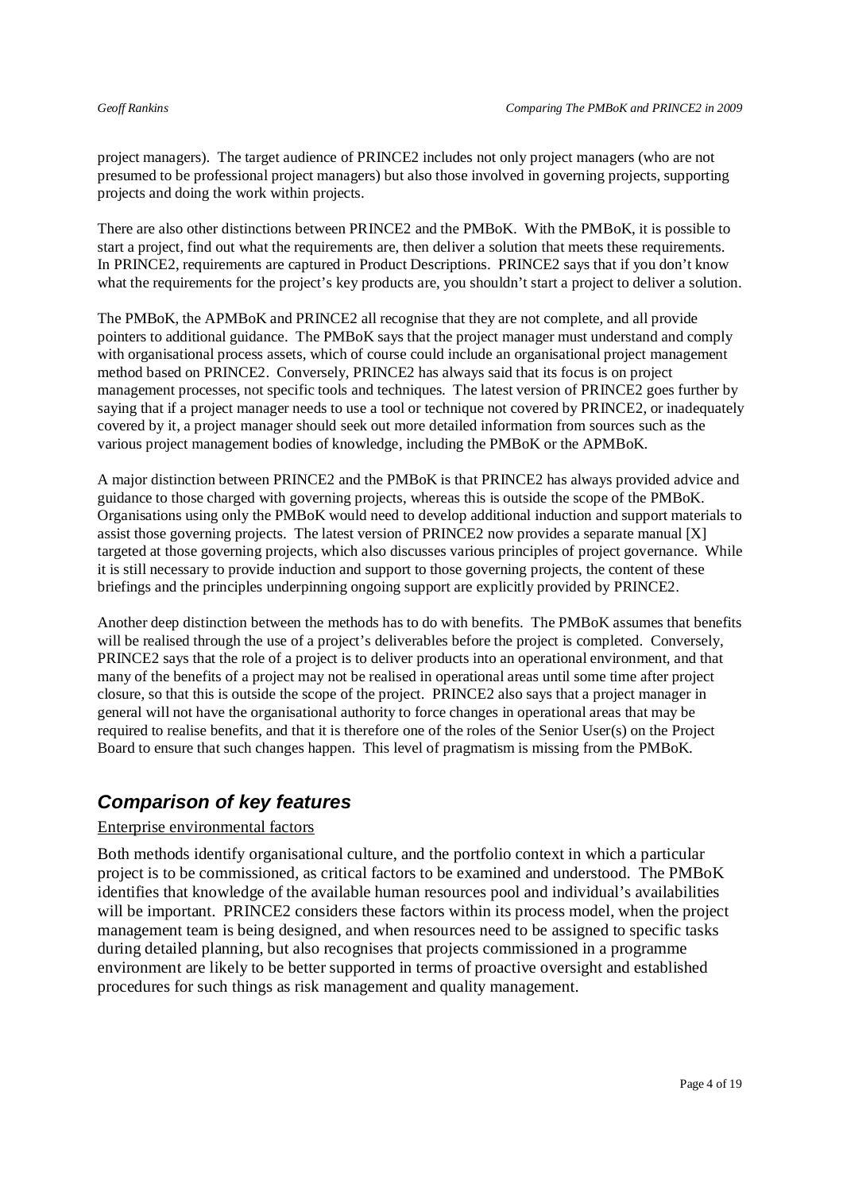project managers). The target audience of PRINCE2 includes not only project managers (who are not presumed to be professional project managers) but also those involved in governing projects, supporting projects and doing the work within projects.

There are also other distinctions between PRINCE2 and the PMBoK. With the PMBoK, it is possible to start a project, find out what the requirements are, then deliver a solution that meets these requirements. In PRINCE2, requirements are captured in Product Descriptions. PRINCE2 says that if you don't know what the requirements for the project's key products are, you shouldn't start a project to deliver a solution.

The PMBoK, the APMBoK and PRINCE2 all recognise that they are not complete, and all provide pointers to additional guidance. The PMBoK says that the project manager must understand and comply with organisational process assets, which of course could include an organisational project management method based on PRINCE2. Conversely, PRINCE2 has always said that its focus is on project management processes, not specific tools and techniques. The latest version of PRINCE2 goes further by saying that if a project manager needs to use a tool or technique not covered by PRINCE2, or inadequately covered by it, a project manager should seek out more detailed information from sources such as the various project management bodies of knowledge, including the PMBoK or the APMBoK.

A major distinction between PRINCE2 and the PMBoK is that PRINCE2 has always provided advice and guidance to those charged with governing projects, whereas this is outside the scope of the PMBoK. Organisations using only the PMBoK would need to develop additional induction and support materials to assist those governing projects. The latest version of PRINCE2 now provides a separate manual [X] targeted at those governing projects, which also discusses various principles of project governance. While it is still necessary to provide induction and support to those governing projects, the content of these briefings and the principles underpinning ongoing support are explicitly provided by PRINCE2.

Another deep distinction between the methods has to do with benefits. The PMBoK assumes that benefits will be realised through the use of a project's deliverables before the project is completed. Conversely, PRINCE2 says that the role of a project is to deliver products into an operational environment, and that many of the benefits of a project may not be realised in operational areas until some time after project closure, so that this is outside the scope of the project. PRINCE2 also says that a project manager in general will not have the organisational authority to force changes in operational areas that may be required to realise benefits, and that it is therefore one of the roles of the Senior User(s) on the Project Board to ensure that such changes happen. This level of pragmatism is missing from the PMBoK.

## *Comparison of key features*

<u>Enterprise environmental factors</u>

Both methods identify organisational culture, and the portfolio context in which a particular project is to be commissioned, as critical factors to be examined and understood. The PMBoK identifies that knowledge of the available human resources pool and individual's availabilities will be important. PRINCE2 considers these factors within its process model, when the project management team is being designed, and when resources need to be assigned to specific tasks during detailed planning, but also recognises that projects commissioned in a programme environment are likely to be better supported in terms of proactive oversight and established procedures for such things as risk management and quality management.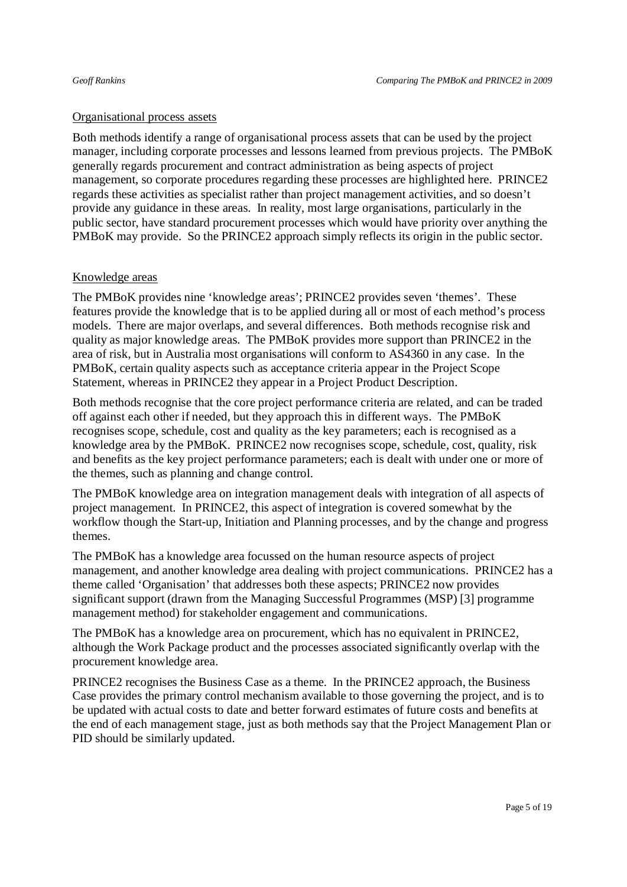Organisational process assets

Both methods identify a range of organisational process assets that can be used by the project manager, including corporate processes and lessons learned from previous projects. The PMBoK generally regards procurement and contract administration as being aspects of project management, so corporate procedures regarding these processes are highlighted here. PRINCE2 regards these activities as specialist rather than project management activities, and so doesn't provide any guidance in these areas. In reality, most large organisations, particularly in the public sector, have standard procurement processes which would have priority over anything the PMBoK may provide. So the PRINCE2 approach simply reflects its origin in the public sector.

Knowledge areas

The PMBoK provides nine 'knowledge areas'; PRINCE2 provides seven 'themes'. These features provide the knowledge that is to be applied during all or most of each method's process models. There are major overlaps, and several differences. Both methods recognise risk and quality as major knowledge areas. The PMBoK provides more support than PRINCE2 in the area of risk, but in Australia most organisations will conform to AS4360 in any case. In the PMBoK, certain quality aspects such as acceptance criteria appear in the Project Scope Statement, whereas in PRINCE2 they appear in a Project Product Description.

Both methods recognise that the core project performance criteria are related, and can be traded off against each other if needed, but they approach this in different ways. The PMBoK recognises scope, schedule, cost and quality as the key parameters; each is recognised as a knowledge area by the PMBoK. PRINCE2 now recognises scope, schedule, cost, quality, risk and benefits as the key project performance parameters; each is dealt with under one or more of the themes, such as planning and change control.

The PMBoK knowledge area on integration management deals with integration of all aspects of project management. In PRINCE2, this aspect of integration is covered somewhat by the workflow though the Start-up, Initiation and Planning processes, and by the change and progress themes.

The PMBoK has a knowledge area focussed on the human resource aspects of project management, and another knowledge area dealing with project communications. PRINCE2 has a theme called 'Organisation' that addresses both these aspects; PRINCE2 now provides significant support (drawn from the Managing Successful Programmes (MSP) [3] programme management method) for stakeholder engagement and communications.

The PMBoK has a knowledge area on procurement, which has no equivalent in PRINCE2, although the Work Package product and the processes associated significantly overlap with the procurement knowledge area.

PRINCE2 recognises the Business Case as a theme. In the PRINCE2 approach, the Business Case provides the primary control mechanism available to those governing the project, and is to be updated with actual costs to date and better forward estimates of future costs and benefits at the end of each management stage, just as both methods say that the Project Management Plan or PID should be similarly updated.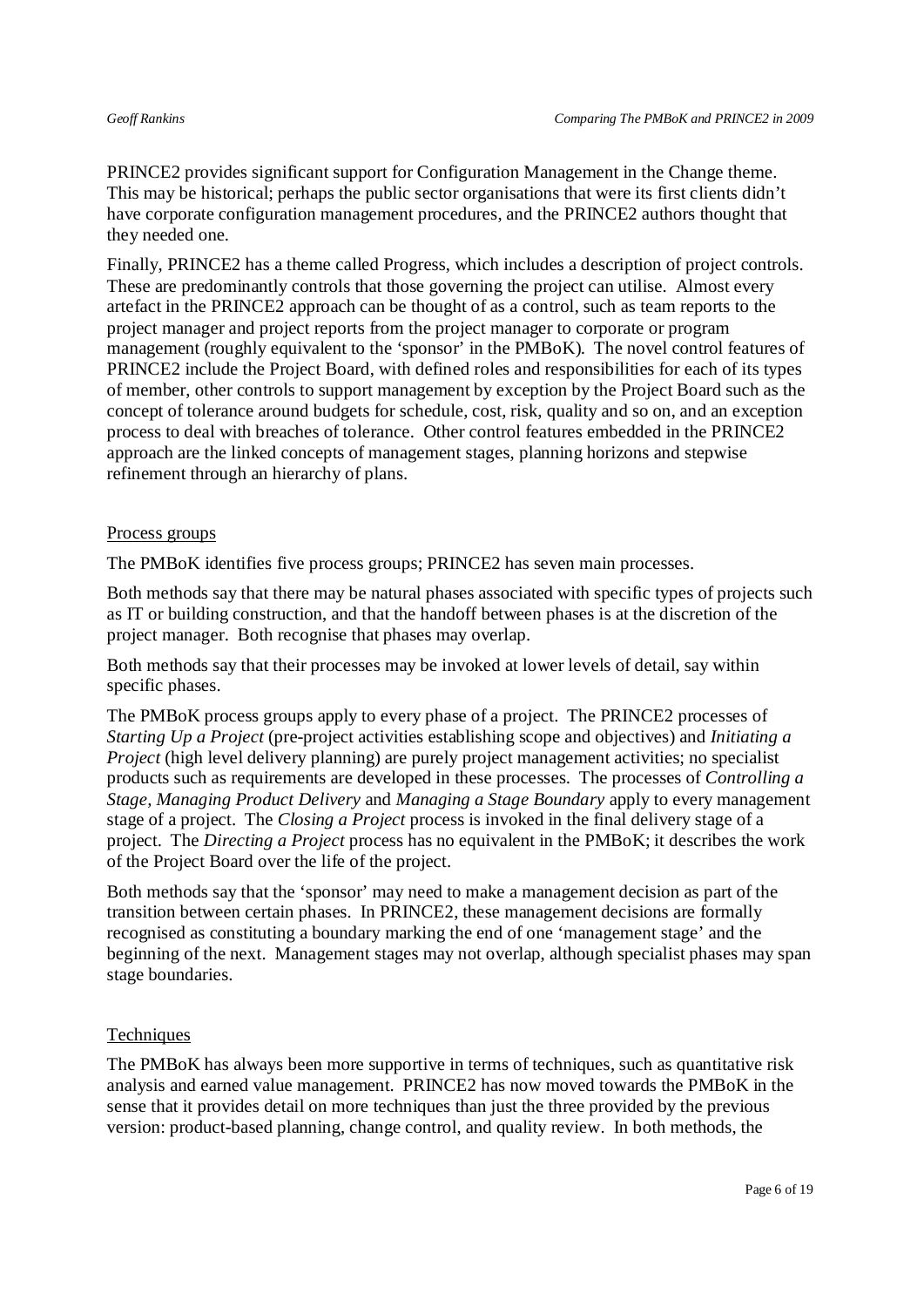PRINCE2 provides significant support for Configuration Management in the Change theme. This may be historical; perhaps the public sector organisations that were its first clients didn't have corporate configuration management procedures, and the PRINCE2 authors thought that they needed one.

Finally, PRINCE2 has a theme called Progress, which includes a description of project controls. These are predominantly controls that those governing the project can utilise. Almost every artefact in the PRINCE2 approach can be thought of as a control, such as team reports to the project manager and project reports from the project manager to corporate or program management (roughly equivalent to the 'sponsor' in the PMBoK). The novel control features of PRINCE2 include the Project Board, with defined roles and responsibilities for each of its types of member, other controls to support management by exception by the Project Board such as the concept of tolerance around budgets for schedule, cost, risk, quality and so on, and an exception process to deal with breaches of tolerance. Other control features embedded in the PRINCE2 approach are the linked concepts of management stages, planning horizons and stepwise refinement through an hierarchy of plans.

## Process groups

The PMBoK identifies five process groups; PRINCE2 has seven main processes.

Both methods say that there may be natural phases associated with specific types of projects such as IT or building construction, and that the handoff between phases is at the discretion of the project manager. Both recognise that phases may overlap.

Both methods say that their processes may be invoked at lower levels of detail, say within specific phases.

The PMBoK process groups apply to every phase of a project. The PRINCE2 processes of *Starting Up a Project* (pre-project activities establishing scope and objectives) and *Initiating a Project* (high level delivery planning) are purely project management activities; no specialist products such as requirements are developed in these processes. The processes of *Controlling a Stage*, *Managing Product Delivery* and *Managing a Stage Boundary* apply to every management stage of a project. The *Closing a Project* process is invoked in the final delivery stage of a project. The *Directing a Project* process has no equivalent in the PMBoK; it describes the work of the Project Board over the life of the project.

Both methods say that the 'sponsor' may need to make a management decision as part of the transition between certain phases. In PRINCE2, these management decisions are formally recognised as constituting a boundary marking the end of one 'management stage' and the beginning of the next. Management stages may not overlap, although specialist phases may span stage boundaries.

## Techniques

The PMBoK has always been more supportive in terms of techniques, such as quantitative risk analysis and earned value management. PRINCE2 has now moved towards the PMBoK in the sense that it provides detail on more techniques than just the three provided by the previous version: product-based planning, change control, and quality review. In both methods, the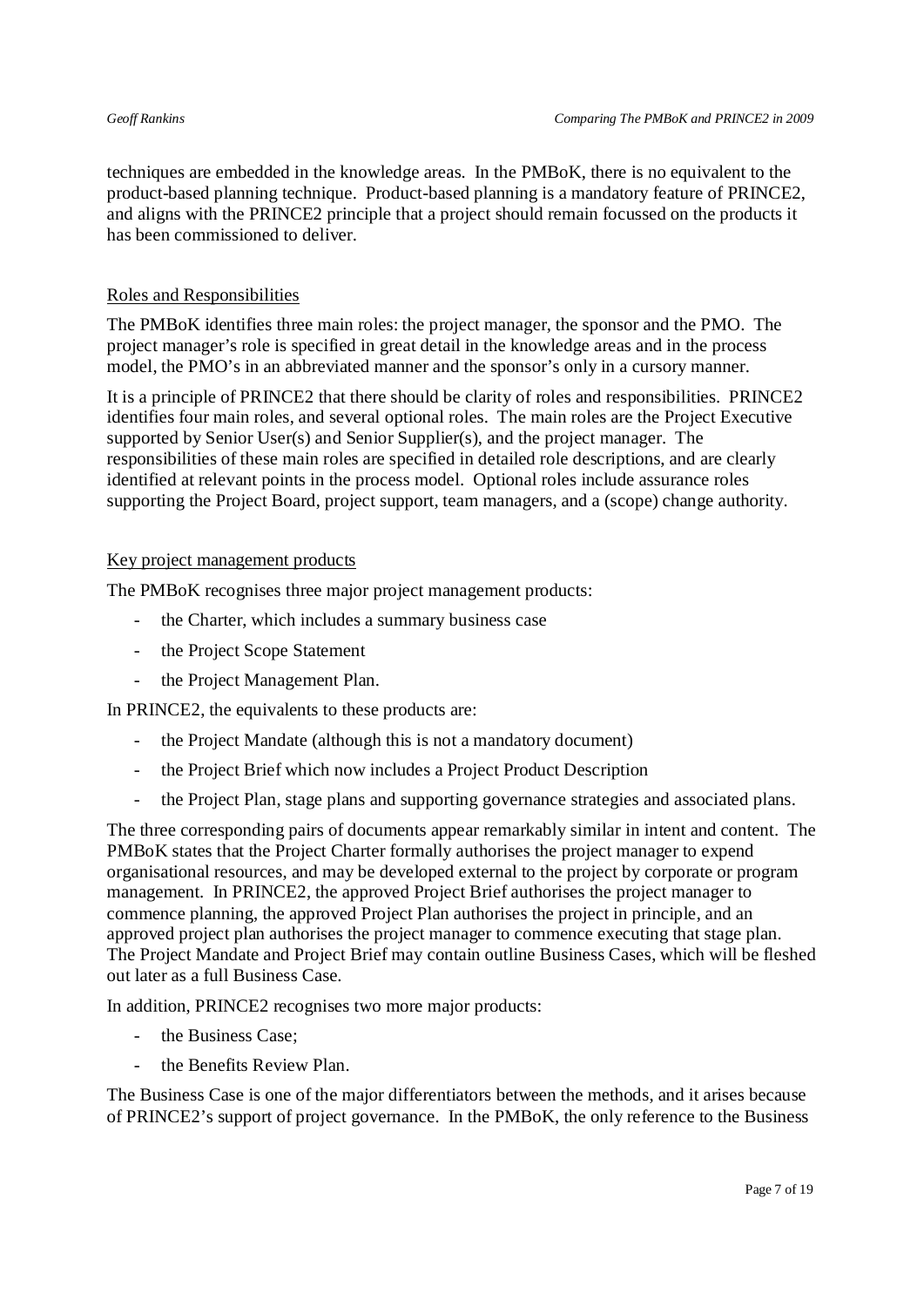techniques are embedded in the knowledge areas. In the PMBoK, there is no equivalent to the product-based planning technique. Product-based planning is a mandatory feature of PRINCE2, and aligns with the PRINCE2 principle that a project should remain focussed on the products it has been commissioned to deliver.

<u>Roles and Responsibilities</u>

The PMBoK identifies three main roles: the project manager, the sponsor and the PMO. The project manager's role is specified in great detail in the knowledge areas and in the process model, the PMO's in an abbreviated manner and the sponsor's only in a cursory manner.

It is a principle of PRINCE2 that there should be clarity of roles and responsibilities. PRINCE2 identifies four main roles, and several optional roles. The main roles are the Project Executive supported by Senior User(s) and Senior Supplier(s), and the project manager. The responsibilities of these main roles are specified in detailed role descriptions, and are clearly identified at relevant points in the process model. Optional roles include assurance roles supporting the Project Board, project support, team managers, and a (scope) change authority.

<u>Key project management products</u>

The PMBoK recognises three major project management products:

- the Charter, which includes a summary business case
- the Project Scope Statement
- the Project Management Plan.

In PRINCE2, the equivalents to these products are:

- the Project Mandate (although this is not a mandatory document)
- the Project Brief which now includes a Project Product Description
- the Project Plan, stage plans and supporting governance strategies and associated plans.

The three corresponding pairs of documents appear remarkably similar in intent and content. The PMBoK states that the Project Charter formally authorises the project manager to expend organisational resources, and may be developed external to the project by corporate or program management. In PRINCE2, the approved Project Brief authorises the project manager to commence planning, the approved Project Plan authorises the project in principle, and an approved project plan authorises the project manager to commence executing that stage plan. The Project Mandate and Project Brief may contain outline Business Cases, which will be fleshed out later as a full Business Case.

In addition, PRINCE2 recognises two more major products:

- the Business Case;
- the Benefits Review Plan.

The Business Case is one of the major differentiators between the methods, and it arises because of PRINCE2's support of project governance. In the PMBoK, the only reference to the Business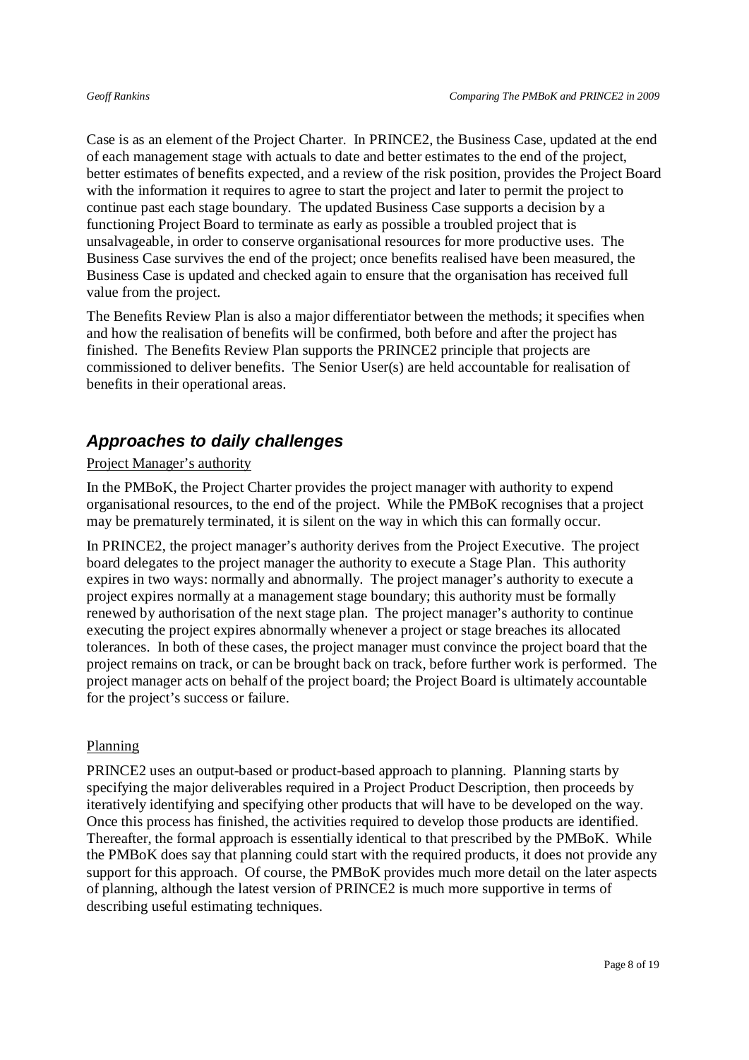Case is as an element of the Project Charter. In PRINCE2, the Business Case, updated at the end of each management stage with actuals to date and better estimates to the end of the project, better estimates of benefits expected, and a review of the risk position, provides the Project Board with the information it requires to agree to start the project and later to permit the project to continue past each stage boundary. The updated Business Case supports a decision by a functioning Project Board to terminate as early as possible a troubled project that is unsalvageable, in order to conserve organisational resources for more productive uses. The Business Case survives the end of the project; once benefits realised have been measured, the Business Case is updated and checked again to ensure that the organisation has received full value from the project.

The Benefits Review Plan is also a major differentiator between the methods; it specifies when and how the realisation of benefits will be confirmed, both before and after the project has finished. The Benefits Review Plan supports the PRINCE2 principle that projects are commissioned to deliver benefits. The Senior User(s) are held accountable for realisation of benefits in their operational areas.

## *Approaches to daily challenges*

Project Manager's authority

In the PMBoK, the Project Charter provides the project manager with authority to expend organisational resources, to the end of the project. While the PMBoK recognises that a project may be prematurely terminated, it is silent on the way in which this can formally occur.

In PRINCE2, the project manager's authority derives from the Project Executive. The project board delegates to the project manager the authority to execute a Stage Plan. This authority expires in two ways: normally and abnormally. The project manager's authority to execute a project expires normally at a management stage boundary; this authority must be formally renewed by authorisation of the next stage plan. The project manager's authority to continue executing the project expires abnormally whenever a project or stage breaches its allocated tolerances. In both of these cases, the project manager must convince the project board that the project remains on track, or can be brought back on track, before further work is performed. The project manager acts on behalf of the project board; the Project Board is ultimately accountable for the project's success or failure.

Planning

PRINCE2 uses an output-based or product-based approach to planning. Planning starts by specifying the major deliverables required in a Project Product Description, then proceeds by iteratively identifying and specifying other products that will have to be developed on the way. Once this process has finished, the activities required to develop those products are identified. Thereafter, the formal approach is essentially identical to that prescribed by the PMBoK. While the PMBoK does say that planning could start with the required products, it does not provide any support for this approach. Of course, the PMBoK provides much more detail on the later aspects of planning, although the latest version of PRINCE2 is much more supportive in terms of describing useful estimating techniques.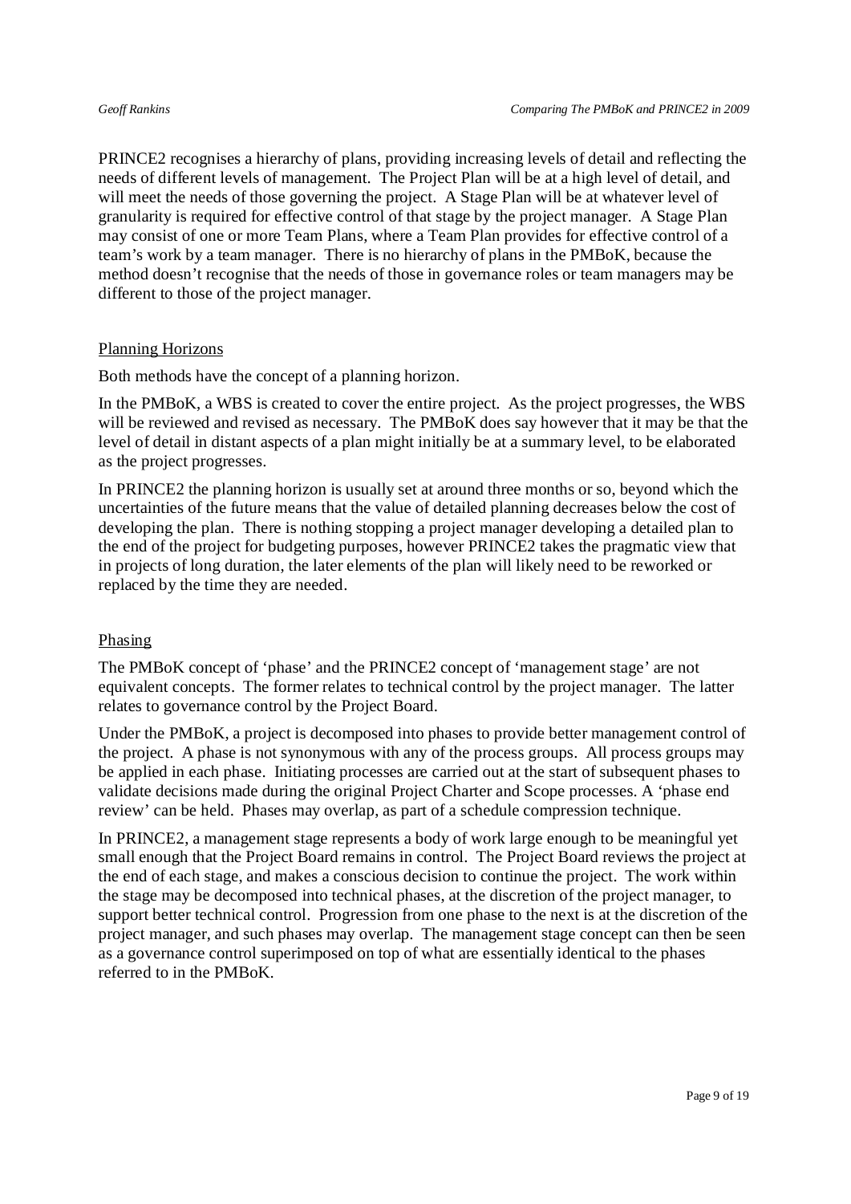PRINCE2 recognises a hierarchy of plans, providing increasing levels of detail and reflecting the needs of different levels of management. The Project Plan will be at a high level of detail, and will meet the needs of those governing the project. A Stage Plan will be at whatever level of granularity is required for effective control of that stage by the project manager. A Stage Plan may consist of one or more Team Plans, where a Team Plan provides for effective control of a team's work by a team manager. There is no hierarchy of plans in the PMBoK, because the method doesn't recognise that the needs of those in governance roles or team managers may be different to those of the project manager.

### Planning Horizons

Both methods have the concept of a planning horizon.

In the PMBoK, a WBS is created to cover the entire project. As the project progresses, the WBS will be reviewed and revised as necessary. The PMBoK does say however that it may be that the level of detail in distant aspects of a plan might initially be at a summary level, to be elaborated as the project progresses.

In PRINCE2 the planning horizon is usually set at around three months or so, beyond which the uncertainties of the future means that the value of detailed planning decreases below the cost of developing the plan. There is nothing stopping a project manager developing a detailed plan to the end of the project for budgeting purposes, however PRINCE2 takes the pragmatic view that in projects of long duration, the later elements of the plan will likely need to be reworked or replaced by the time they are needed.

### Phasing

The PMBoK concept of 'phase' and the PRINCE2 concept of 'management stage' are not equivalent concepts. The former relates to technical control by the project manager. The latter relates to governance control by the Project Board.

Under the PMBoK, a project is decomposed into phases to provide better management control of the project. A phase is not synonymous with any of the process groups. All process groups may be applied in each phase. Initiating processes are carried out at the start of subsequent phases to validate decisions made during the original Project Charter and Scope processes. A 'phase end review' can be held. Phases may overlap, as part of a schedule compression technique.

In PRINCE2, a management stage represents a body of work large enough to be meaningful yet small enough that the Project Board remains in control. The Project Board reviews the project at the end of each stage, and makes a conscious decision to continue the project. The work within the stage may be decomposed into technical phases, at the discretion of the project manager, to support better technical control. Progression from one phase to the next is at the discretion of the project manager, and such phases may overlap. The management stage concept can then be seen as a governance control superimposed on top of what are essentially identical to the phases referred to in the PMBoK.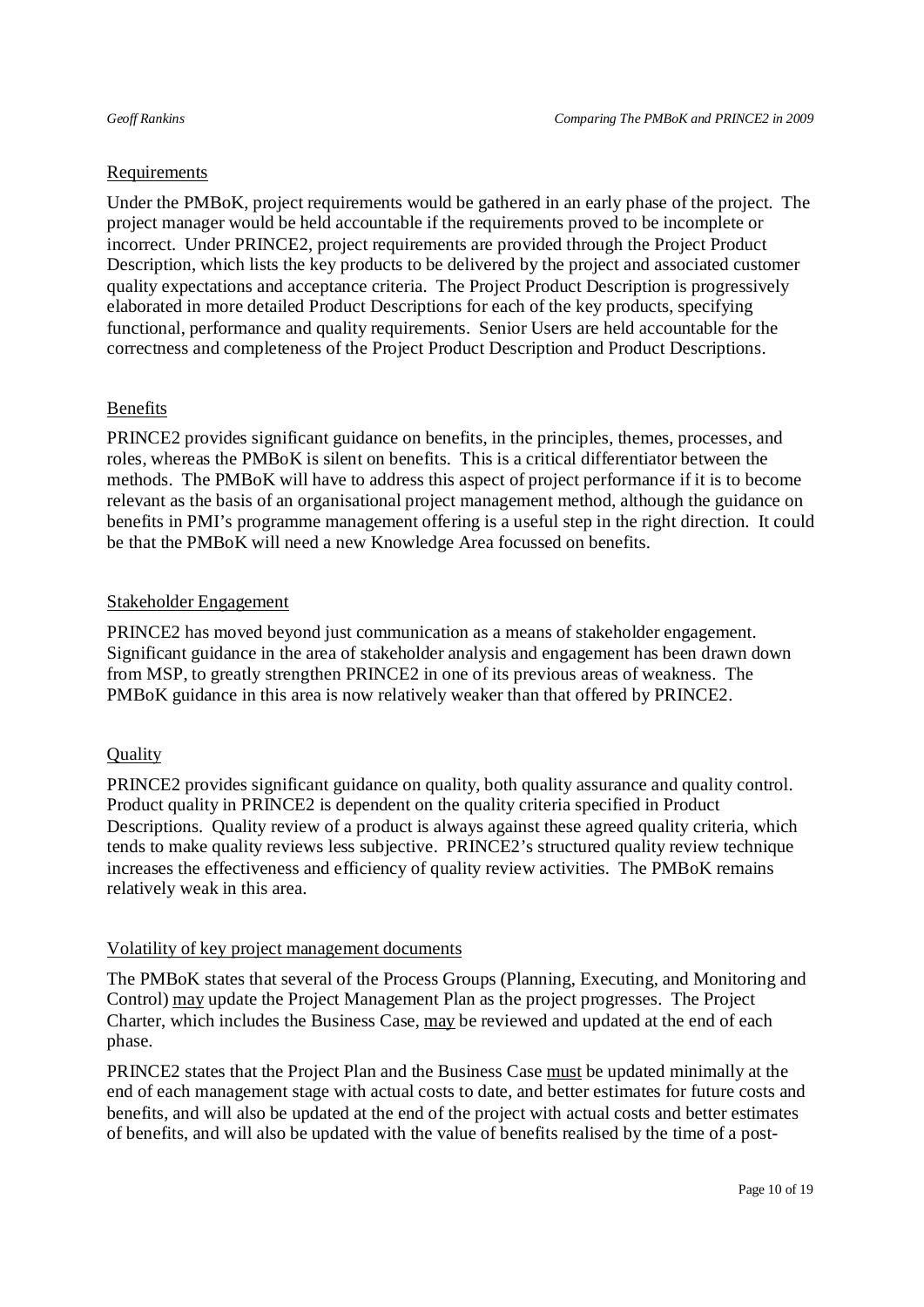Requirements

Under the PMBoK, project requirements would be gathered in an early phase of the project. The project manager would be held accountable if the requirements proved to be incomplete or incorrect. Under PRINCE2, project requirements are provided through the Project Product Description, which lists the key products to be delivered by the project and associated customer quality expectations and acceptance criteria. The Project Product Description is progressively elaborated in more detailed Product Descriptions for each of the key products, specifying functional, performance and quality requirements. Senior Users are held accountable for the correctness and completeness of the Project Product Description and Product Descriptions.

Benefits

PRINCE2 provides significant guidance on benefits, in the principles, themes, processes, and roles, whereas the PMBoK is silent on benefits. This is a critical differentiator between the methods. The PMBoK will have to address this aspect of project performance if it is to become relevant as the basis of an organisational project management method, although the guidance on benefits in PMI's programme management offering is a useful step in the right direction. It could be that the PMBoK will need a new Knowledge Area focussed on benefits.

Stakeholder Engagement

PRINCE2 has moved beyond just communication as a means of stakeholder engagement. Significant guidance in the area of stakeholder analysis and engagement has been drawn down from MSP, to greatly strengthen PRINCE2 in one of its previous areas of weakness. The PMBoK guidance in this area is now relatively weaker than that offered by PRINCE2.

Quality

PRINCE2 provides significant guidance on quality, both quality assurance and quality control. Product quality in PRINCE2 is dependent on the quality criteria specified in Product Descriptions. Quality review of a product is always against these agreed quality criteria, which tends to make quality reviews less subjective. PRINCE2's structured quality review technique increases the effectiveness and efficiency of quality review activities. The PMBoK remains relatively weak in this area.

Volatility of key project management documents

The PMBoK states that several of the Process Groups (Planning, Executing, and Monitoring and Control) may update the Project Management Plan as the project progresses. The Project Charter, which includes the Business Case, may be reviewed and updated at the end of each phase.

PRINCE2 states that the Project Plan and the Business Case must be updated minimally at the end of each management stage with actual costs to date, and better estimates for future costs and benefits, and will also be updated at the end of the project with actual costs and better estimates of benefits, and will also be updated with the value of benefits realised by the time of a post-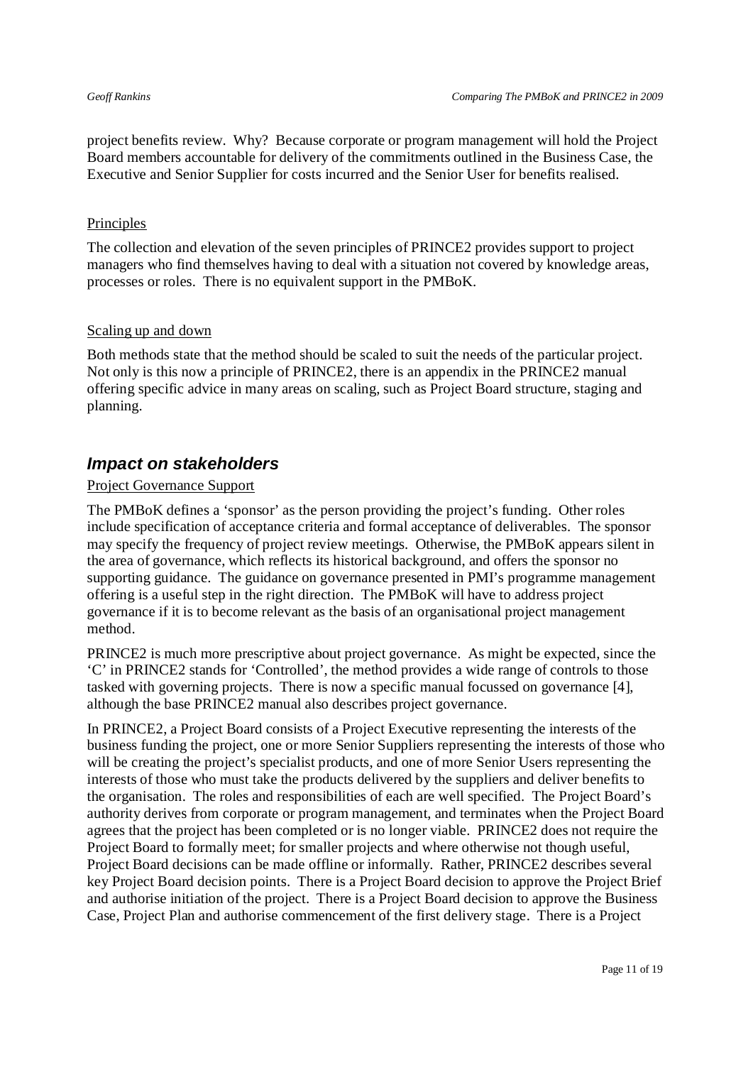project benefits review. Why? Because corporate or program management will hold the Project Board members accountable for delivery of the commitments outlined in the Business Case, the Executive and Senior Supplier for costs incurred and the Senior User for benefits realised.

Principles

The collection and elevation of the seven principles of PRINCE2 provides support to project managers who find themselves having to deal with a situation not covered by knowledge areas, processes or roles. There is no equivalent support in the PMBoK.

Scaling up and down

Both methods state that the method should be scaled to suit the needs of the particular project. Not only is this now a principle of PRINCE2, there is an appendix in the PRINCE2 manual offering specific advice in many areas on scaling, such as Project Board structure, staging and planning.

## *Impact on stakeholders*

Project Governance Support

The PMBoK defines a 'sponsor' as the person providing the project's funding. Other roles include specification of acceptance criteria and formal acceptance of deliverables. The sponsor may specify the frequency of project review meetings. Otherwise, the PMBoK appears silent in the area of governance, which reflects its historical background, and offers the sponsor no supporting guidance. The guidance on governance presented in PMI's programme management offering is a useful step in the right direction. The PMBoK will have to address project governance if it is to become relevant as the basis of an organisational project management method.

PRINCE2 is much more prescriptive about project governance. As might be expected, since the 'C' in PRINCE2 stands for 'Controlled', the method provides a wide range of controls to those tasked with governing projects. There is now a specific manual focussed on governance [4], although the base PRINCE2 manual also describes project governance.

In PRINCE2, a Project Board consists of a Project Executive representing the interests of the business funding the project, one or more Senior Suppliers representing the interests of those who will be creating the project's specialist products, and one of more Senior Users representing the interests of those who must take the products delivered by the suppliers and deliver benefits to the organisation. The roles and responsibilities of each are well specified. The Project Board's authority derives from corporate or program management, and terminates when the Project Board agrees that the project has been completed or is no longer viable. PRINCE2 does not require the Project Board to formally meet; for smaller projects and where otherwise not though useful, Project Board decisions can be made offline or informally. Rather, PRINCE2 describes several key Project Board decision points. There is a Project Board decision to approve the Project Brief and authorise initiation of the project. There is a Project Board decision to approve the Business Case, Project Plan and authorise commencement of the first delivery stage. There is a Project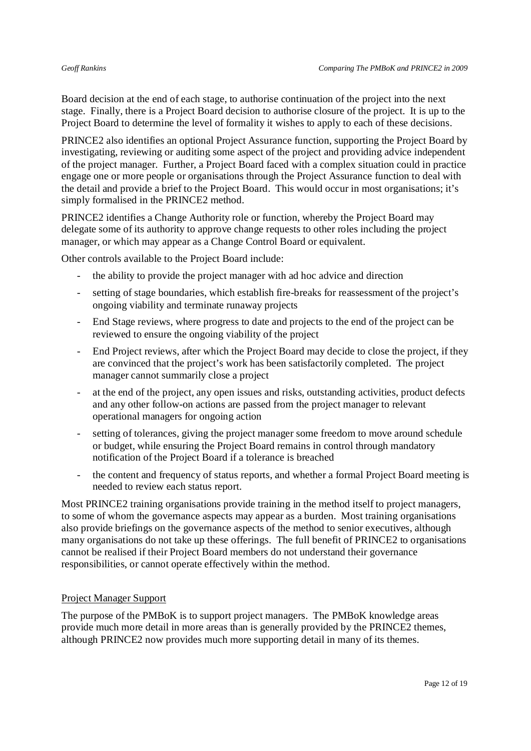Board decision at the end of each stage, to authorise continuation of the project into the next stage. Finally, there is a Project Board decision to authorise closure of the project. It is up to the Project Board to determine the level of formality it wishes to apply to each of these decisions.

PRINCE2 also identifies an optional Project Assurance function, supporting the Project Board by investigating, reviewing or auditing some aspect of the project and providing advice independent of the project manager. Further, a Project Board faced with a complex situation could in practice engage one or more people or organisations through the Project Assurance function to deal with the detail and provide a brief to the Project Board. This would occur in most organisations; it's simply formalised in the PRINCE2 method.

PRINCE2 identifies a Change Authority role or function, whereby the Project Board may delegate some of its authority to approve change requests to other roles including the project manager, or which may appear as a Change Control Board or equivalent.

Other controls available to the Project Board include:

- the ability to provide the project manager with ad hoc advice and direction
- setting of stage boundaries, which establish fire-breaks for reassessment of the project's ongoing viability and terminate runaway projects
- End Stage reviews, where progress to date and projects to the end of the project can be reviewed to ensure the ongoing viability of the project
- End Project reviews, after which the Project Board may decide to close the project, if they are convinced that the project's work has been satisfactorily completed. The project manager cannot summarily close a project
- at the end of the project, any open issues and risks, outstanding activities, product defects and any other follow-on actions are passed from the project manager to relevant operational managers for ongoing action
- setting of tolerances, giving the project manager some freedom to move around schedule or budget, while ensuring the Project Board remains in control through mandatory notification of the Project Board if a tolerance is breached
- the content and frequency of status reports, and whether a formal Project Board meeting is needed to review each status report.

Most PRINCE2 training organisations provide training in the method itself to project managers, to some of whom the governance aspects may appear as a burden. Most training organisations also provide briefings on the governance aspects of the method to senior executives, although many organisations do not take up these offerings. The full benefit of PRINCE2 to organisations cannot be realised if their Project Board members do not understand their governance responsibilities, or cannot operate effectively within the method.

## Project Manager Support

The purpose of the PMBoK is to support project managers. The PMBoK knowledge areas provide much more detail in more areas than is generally provided by the PRINCE2 themes, although PRINCE2 now provides much more supporting detail in many of its themes.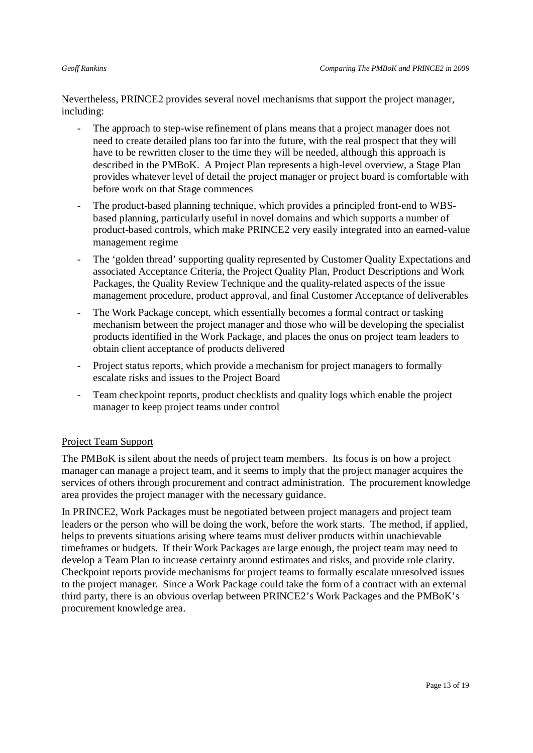Nevertheless, PRINCE2 provides several novel mechanisms that support the project manager, including:

- The approach to step-wise refinement of plans means that a project manager does not need to create detailed plans too far into the future, with the real prospect that they will have to be rewritten closer to the time they will be needed, although this approach is described in the PMBoK. A Project Plan represents a high-level overview, a Stage Plan provides whatever level of detail the project manager or project board is comfortable with before work on that Stage commences
- The product-based planning technique, which provides a principled front-end to WBS-based planning, particularly useful in novel domains and which supports a number of product-based controls, which make PRINCE2 very easily integrated into an earned-value management regime
- The 'golden thread' supporting quality represented by Customer Quality Expectations and associated Acceptance Criteria, the Project Quality Plan, Product Descriptions and Work Packages, the Quality Review Technique and the quality-related aspects of the issue management procedure, product approval, and final Customer Acceptance of deliverables
- The Work Package concept, which essentially becomes a formal contract or tasking mechanism between the project manager and those who will be developing the specialist products identified in the Work Package, and places the onus on project team leaders to obtain client acceptance of products delivered
- Project status reports, which provide a mechanism for project managers to formally escalate risks and issues to the Project Board
- Team checkpoint reports, product checklists and quality logs which enable the project manager to keep project teams under control

<u>Project Team Support</u>

The PMBoK is silent about the needs of project team members. Its focus is on how a project manager can manage a project team, and it seems to imply that the project manager acquires the services of others through procurement and contract administration. The procurement knowledge area provides the project manager with the necessary guidance.

In PRINCE2, Work Packages must be negotiated between project managers and project team leaders or the person who will be doing the work, before the work starts. The method, if applied, helps to prevents situations arising where teams must deliver products within unachievable timeframes or budgets. If their Work Packages are large enough, the project team may need to develop a Team Plan to increase certainty around estimates and risks, and provide role clarity. Checkpoint reports provide mechanisms for project teams to formally escalate unresolved issues to the project manager. Since a Work Package could take the form of a contract with an external third party, there is an obvious overlap between PRINCE2's Work Packages and the PMBoK's procurement knowledge area.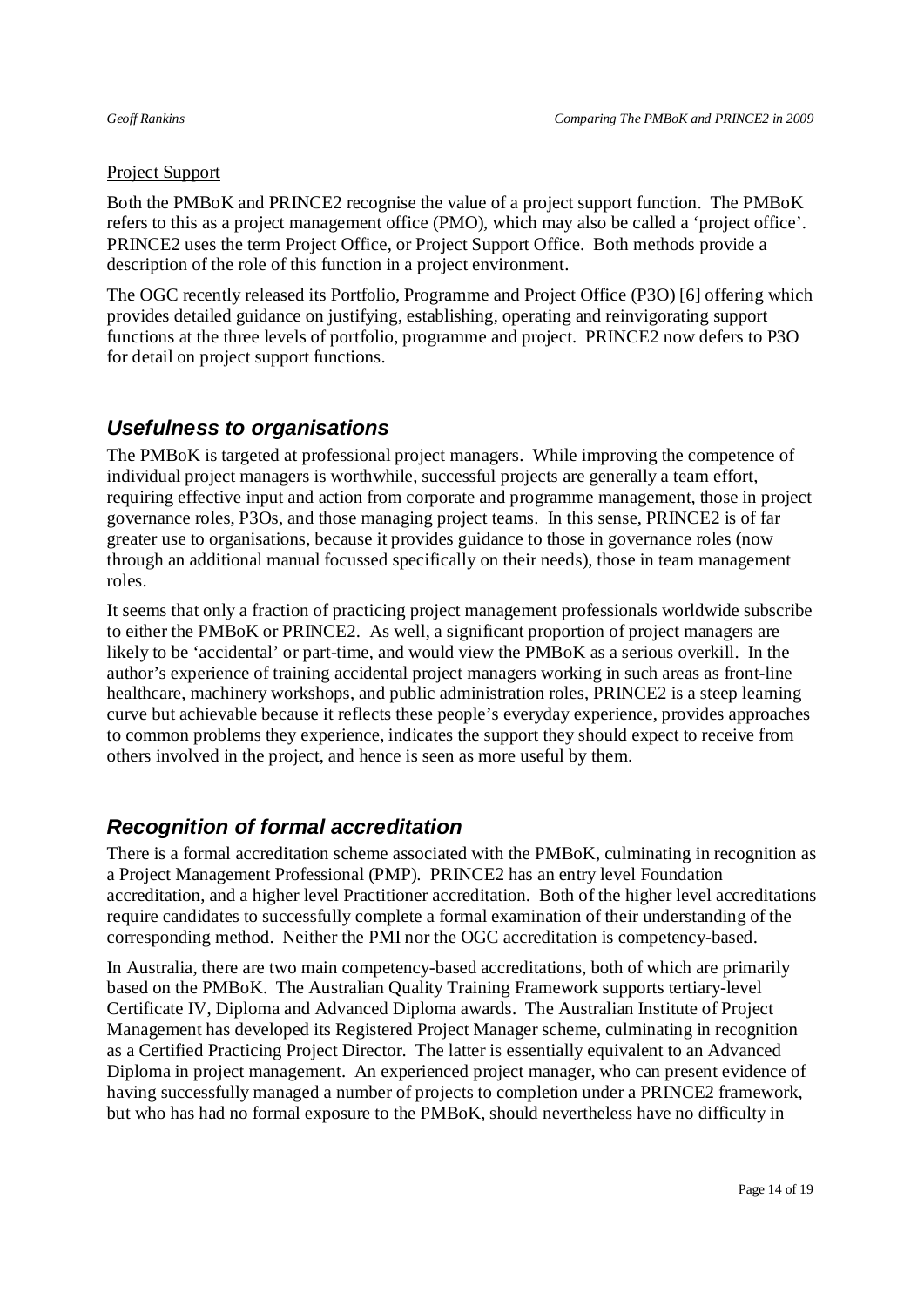Project Support

Both the PMBoK and PRINCE2 recognise the value of a project support function. The PMBoK refers to this as a project management office (PMO), which may also be called a 'project office'. PRINCE2 uses the term Project Office, or Project Support Office. Both methods provide a description of the role of this function in a project environment.

The OGC recently released its Portfolio, Programme and Project Office (P3O) [6] offering which provides detailed guidance on justifying, establishing, operating and reinvigorating support functions at the three levels of portfolio, programme and project. PRINCE2 now defers to P3O for detail on project support functions.

## *Usefulness to organisations*

The PMBoK is targeted at professional project managers. While improving the competence of individual project managers is worthwhile, successful projects are generally a team effort, requiring effective input and action from corporate and programme management, those in project governance roles, P3Os, and those managing project teams. In this sense, PRINCE2 is of far greater use to organisations, because it provides guidance to those in governance roles (now through an additional manual focussed specifically on their needs), those in team management roles.

It seems that only a fraction of practicing project management professionals worldwide subscribe to either the PMBoK or PRINCE2. As well, a significant proportion of project managers are likely to be 'accidental' or part-time, and would view the PMBoK as a serious overkill. In the author's experience of training accidental project managers working in such areas as front-line healthcare, machinery workshops, and public administration roles, PRINCE2 is a steep learning curve but achievable because it reflects these people's everyday experience, provides approaches to common problems they experience, indicates the support they should expect to receive from others involved in the project, and hence is seen as more useful by them.

## *Recognition of formal accreditation*

There is a formal accreditation scheme associated with the PMBoK, culminating in recognition as a Project Management Professional (PMP). PRINCE2 has an entry level Foundation accreditation, and a higher level Practitioner accreditation. Both of the higher level accreditations require candidates to successfully complete a formal examination of their understanding of the corresponding method. Neither the PMI nor the OGC accreditation is competency-based.

In Australia, there are two main competency-based accreditations, both of which are primarily based on the PMBoK. The Australian Quality Training Framework supports tertiary-level Certificate IV, Diploma and Advanced Diploma awards. The Australian Institute of Project Management has developed its Registered Project Manager scheme, culminating in recognition as a Certified Practicing Project Director. The latter is essentially equivalent to an Advanced Diploma in project management. An experienced project manager, who can present evidence of having successfully managed a number of projects to completion under a PRINCE2 framework, but who has had no formal exposure to the PMBoK, should nevertheless have no difficulty in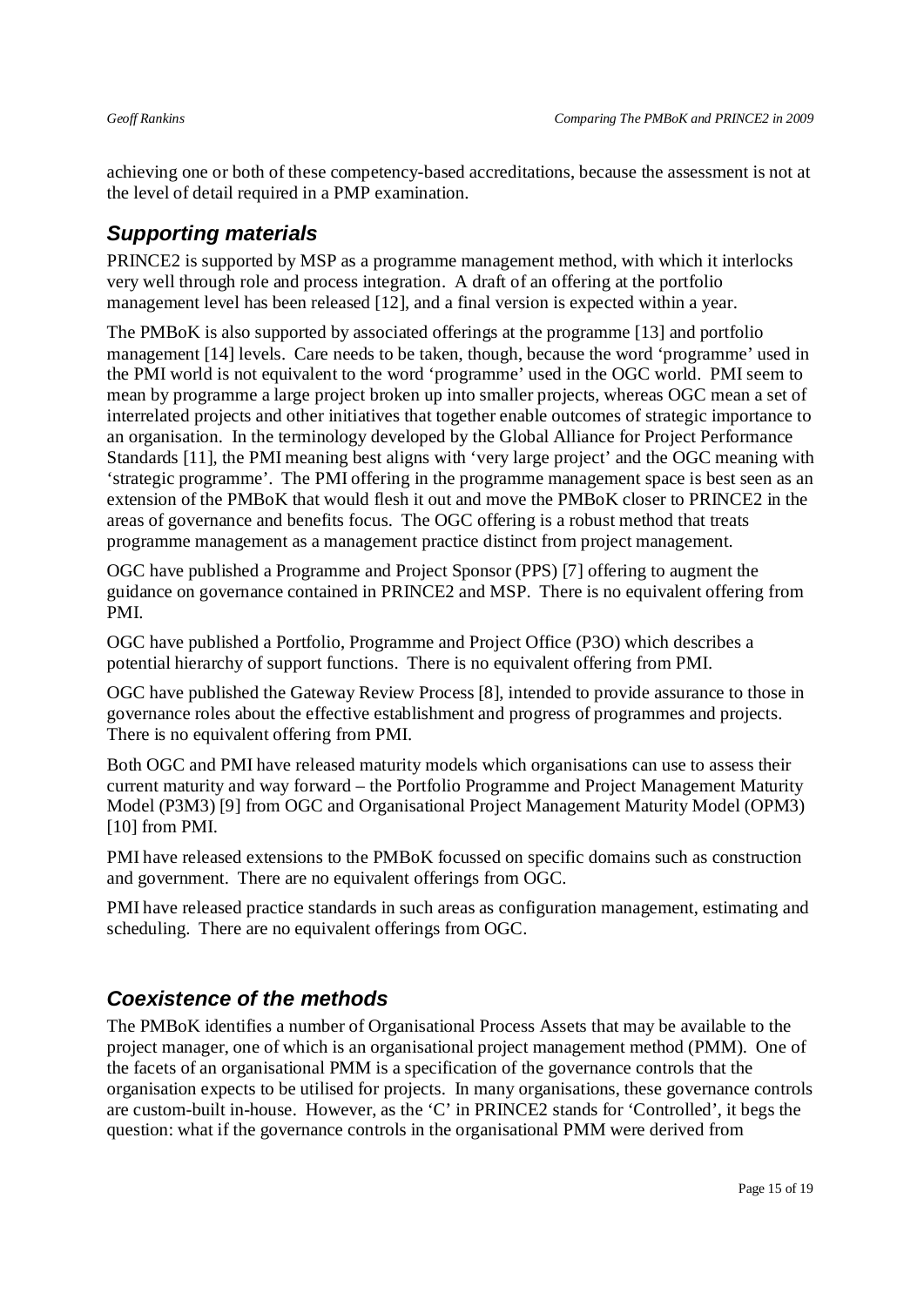achieving one or both of these competency-based accreditations, because the assessment is not at the level of detail required in a PMP examination.

## *Supporting materials*

PRINCE2 is supported by MSP as a programme management method, with which it interlocks very well through role and process integration. A draft of an offering at the portfolio management level has been released [12], and a final version is expected within a year.

The PMBoK is also supported by associated offerings at the programme [13] and portfolio management [14] levels. Care needs to be taken, though, because the word 'programme' used in the PMI world is not equivalent to the word 'programme' used in the OGC world. PMI seem to mean by programme a large project broken up into smaller projects, whereas OGC mean a set of interrelated projects and other initiatives that together enable outcomes of strategic importance to an organisation. In the terminology developed by the Global Alliance for Project Performance Standards [11], the PMI meaning best aligns with 'very large project' and the OGC meaning with 'strategic programme'. The PMI offering in the programme management space is best seen as an extension of the PMBoK that would flesh it out and move the PMBoK closer to PRINCE2 in the areas of governance and benefits focus. The OGC offering is a robust method that treats programme management as a management practice distinct from project management.

OGC have published a Programme and Project Sponsor (PPS) [7] offering to augment the guidance on governance contained in PRINCE2 and MSP. There is no equivalent offering from PMI.

OGC have published a Portfolio, Programme and Project Office (P3O) which describes a potential hierarchy of support functions. There is no equivalent offering from PMI.

OGC have published the Gateway Review Process [8], intended to provide assurance to those in governance roles about the effective establishment and progress of programmes and projects. There is no equivalent offering from PMI.

Both OGC and PMI have released maturity models which organisations can use to assess their current maturity and way forward – the Portfolio Programme and Project Management Maturity Model (P3M3) [9] from OGC and Organisational Project Management Maturity Model (OPM3) [10] from PMI.

PMI have released extensions to the PMBoK focussed on specific domains such as construction and government. There are no equivalent offerings from OGC.

PMI have released practice standards in such areas as configuration management, estimating and scheduling. There are no equivalent offerings from OGC.

## *Coexistence of the methods*

The PMBoK identifies a number of Organisational Process Assets that may be available to the project manager, one of which is an organisational project management method (PMM). One of the facets of an organisational PMM is a specification of the governance controls that the organisation expects to be utilised for projects. In many organisations, these governance controls are custom-built in-house. However, as the 'C' in PRINCE2 stands for 'Controlled', it begs the question: what if the governance controls in the organisational PMM were derived from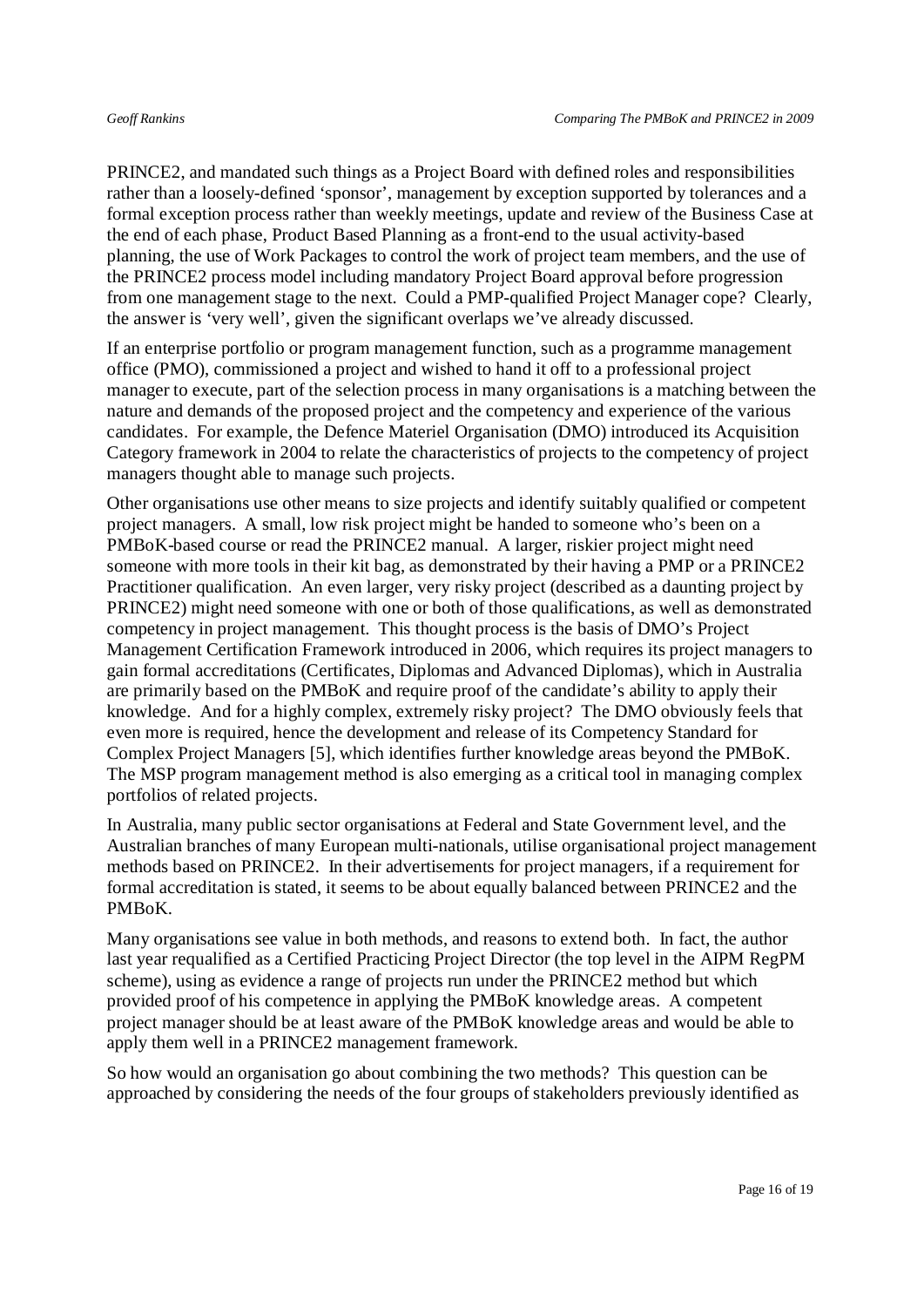PRINCE2, and mandated such things as a Project Board with defined roles and responsibilities rather than a loosely-defined 'sponsor', management by exception supported by tolerances and a formal exception process rather than weekly meetings, update and review of the Business Case at the end of each phase, Product Based Planning as a front-end to the usual activity-based planning, the use of Work Packages to control the work of project team members, and the use of the PRINCE2 process model including mandatory Project Board approval before progression from one management stage to the next. Could a PMP-qualified Project Manager cope? Clearly, the answer is 'very well', given the significant overlaps we've already discussed.

If an enterprise portfolio or program management function, such as a programme management office (PMO), commissioned a project and wished to hand it off to a professional project manager to execute, part of the selection process in many organisations is a matching between the nature and demands of the proposed project and the competency and experience of the various candidates. For example, the Defence Materiel Organisation (DMO) introduced its Acquisition Category framework in 2004 to relate the characteristics of projects to the competency of project managers thought able to manage such projects.

Other organisations use other means to size projects and identify suitably qualified or competent project managers. A small, low risk project might be handed to someone who's been on a PMBoK-based course or read the PRINCE2 manual. A larger, riskier project might need someone with more tools in their kit bag, as demonstrated by their having a PMP or a PRINCE2 Practitioner qualification. An even larger, very risky project (described as a daunting project by PRINCE2) might need someone with one or both of those qualifications, as well as demonstrated competency in project management. This thought process is the basis of DMO's Project Management Certification Framework introduced in 2006, which requires its project managers to gain formal accreditations (Certificates, Diplomas and Advanced Diplomas), which in Australia are primarily based on the PMBoK and require proof of the candidate's ability to apply their knowledge. And for a highly complex, extremely risky project? The DMO obviously feels that even more is required, hence the development and release of its Competency Standard for Complex Project Managers [5], which identifies further knowledge areas beyond the PMBoK. The MSP program management method is also emerging as a critical tool in managing complex portfolios of related projects.

In Australia, many public sector organisations at Federal and State Government level, and the Australian branches of many European multi-nationals, utilise organisational project management methods based on PRINCE2. In their advertisements for project managers, if a requirement for formal accreditation is stated, it seems to be about equally balanced between PRINCE2 and the PMBoK.

Many organisations see value in both methods, and reasons to extend both. In fact, the author last year requalified as a Certified Practicing Project Director (the top level in the AIPM RegPM scheme), using as evidence a range of projects run under the PRINCE2 method but which provided proof of his competence in applying the PMBoK knowledge areas. A competent project manager should be at least aware of the PMBoK knowledge areas and would be able to apply them well in a PRINCE2 management framework.

So how would an organisation go about combining the two methods? This question can be approached by considering the needs of the four groups of stakeholders previously identified as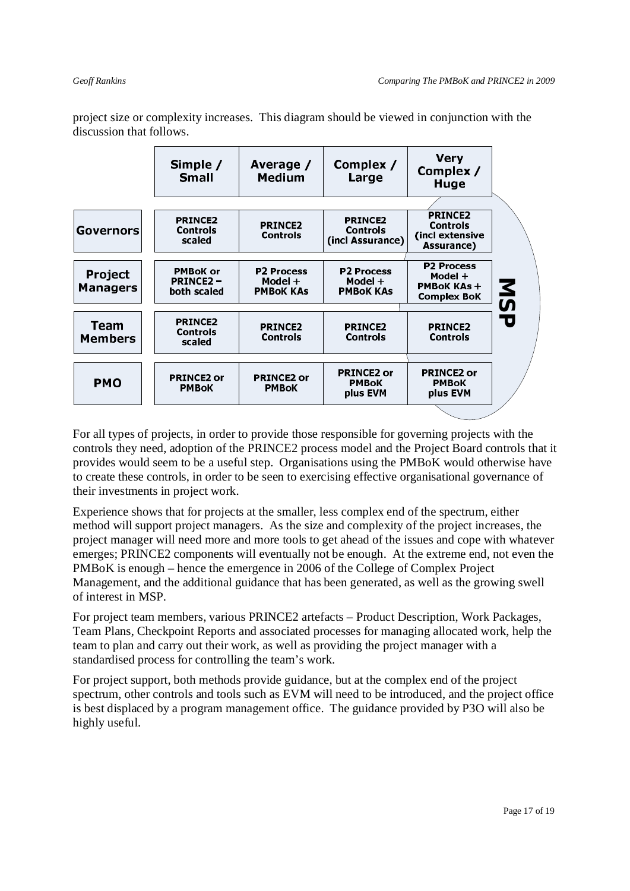project size or complexity increases. This diagram should be viewed in conjunction with the discussion that follows.

| | Simple / Small | Average / Medium | Complex / Large | Very Complex / Huge | |
|---|---|---|---|---|---|
| **Governors** | PRINCE2 Controls scaled | PRINCE2 Controls | PRINCE2 Controls (incl Assurance) | PRINCE2 Controls (incl extensive Assurance) | MSP |
| **Project Managers** | PMBoK or PRINCE2 – both scaled | P2 Process Model + PMBoK KAs | P2 Process Model + PMBoK KAs | P2 Process Model + PMBoK KAs + Complex BoK | |
| **Team Members** | PRINCE2 Controls scaled | PRINCE2 Controls | PRINCE2 Controls | PRINCE2 Controls | |
| **PMO** | PRINCE2 or PMBoK | PRINCE2 or PMBoK | PRINCE2 or PMBoK plus EVM | PRINCE2 or PMBoK plus EVM | |

For all types of projects, in order to provide those responsible for governing projects with the controls they need, adoption of the PRINCE2 process model and the Project Board controls that it provides would seem to be a useful step. Organisations using the PMBoK would otherwise have to create these controls, in order to be seen to exercising effective organisational governance of their investments in project work.

Experience shows that for projects at the smaller, less complex end of the spectrum, either method will support project managers. As the size and complexity of the project increases, the project manager will need more and more tools to get ahead of the issues and cope with whatever emerges; PRINCE2 components will eventually not be enough. At the extreme end, not even the PMBoK is enough – hence the emergence in 2006 of the College of Complex Project Management, and the additional guidance that has been generated, as well as the growing swell of interest in MSP.

For project team members, various PRINCE2 artefacts – Product Description, Work Packages, Team Plans, Checkpoint Reports and associated processes for managing allocated work, help the team to plan and carry out their work, as well as providing the project manager with a standardised process for controlling the team's work.

For project support, both methods provide guidance, but at the complex end of the project spectrum, other controls and tools such as EVM will need to be introduced, and the project office is best displaced by a program management office. The guidance provided by P3O will also be highly useful.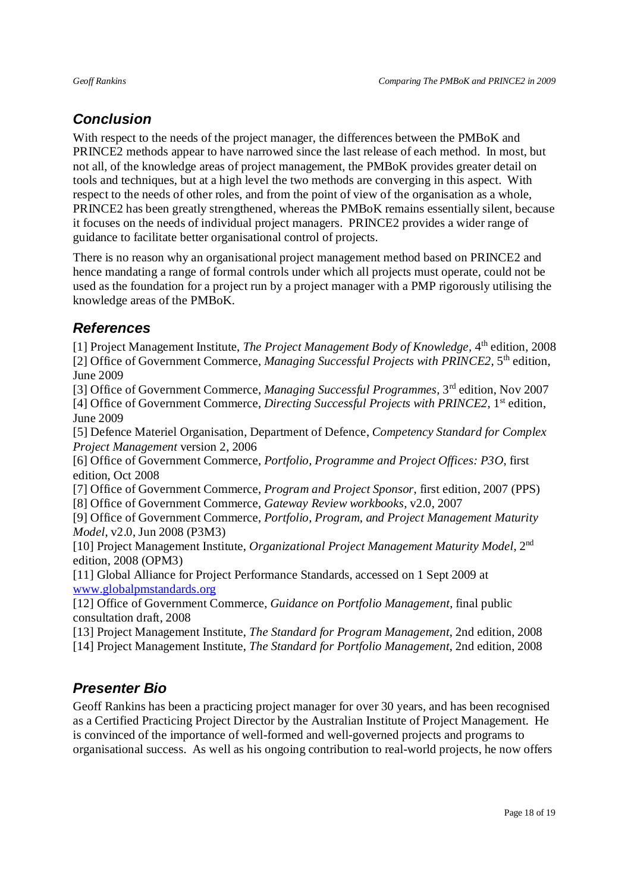## Conclusion

With respect to the needs of the project manager, the differences between the PMBoK and PRINCE2 methods appear to have narrowed since the last release of each method. In most, but not all, of the knowledge areas of project management, the PMBoK provides greater detail on tools and techniques, but at a high level the two methods are converging in this aspect. With respect to the needs of other roles, and from the point of view of the organisation as a whole, PRINCE2 has been greatly strengthened, whereas the PMBoK remains essentially silent, because it focuses on the needs of individual project managers. PRINCE2 provides a wider range of guidance to facilitate better organisational control of projects.

There is no reason why an organisational project management method based on PRINCE2 and hence mandating a range of formal controls under which all projects must operate, could not be used as the foundation for a project run by a project manager with a PMP rigorously utilising the knowledge areas of the PMBoK.

## References

[1] Project Management Institute, *The Project Management Body of Knowledge*, 4th edition, 2008

[2] Office of Government Commerce, *Managing Successful Projects with PRINCE2*, 5th edition, June 2009

[3] Office of Government Commerce, *Managing Successful Programmes*, 3rd edition, Nov 2007

[4] Office of Government Commerce, *Directing Successful Projects with PRINCE2*, 1st edition, June 2009

[5] Defence Materiel Organisation, Department of Defence, *Competency Standard for Complex Project Management* version 2, 2006

[6] Office of Government Commerce, *Portfolio, Programme and Project Offices: P3O*, first edition, Oct 2008

[7] Office of Government Commerce, *Program and Project Sponsor*, first edition, 2007 (PPS)

[8] Office of Government Commerce, *Gateway Review workbooks*, v2.0, 2007

[9] Office of Government Commerce, *Portfolio, Program, and Project Management Maturity Model*, v2.0, Jun 2008 (P3M3)

[10] Project Management Institute, *Organizational Project Management Maturity Model*, 2nd edition, 2008 (OPM3)

[11] Global Alliance for Project Performance Standards, accessed on 1 Sept 2009 at www.globalpmstandards.org

[12] Office of Government Commerce, *Guidance on Portfolio Management*, final public consultation draft, 2008

[13] Project Management Institute, *The Standard for Program Management*, 2nd edition, 2008

[14] Project Management Institute, *The Standard for Portfolio Management*, 2nd edition, 2008

## Presenter Bio

Geoff Rankins has been a practicing project manager for over 30 years, and has been recognised as a Certified Practicing Project Director by the Australian Institute of Project Management. He is convinced of the importance of well-formed and well-governed projects and programs to organisational success. As well as his ongoing contribution to real-world projects, he now offers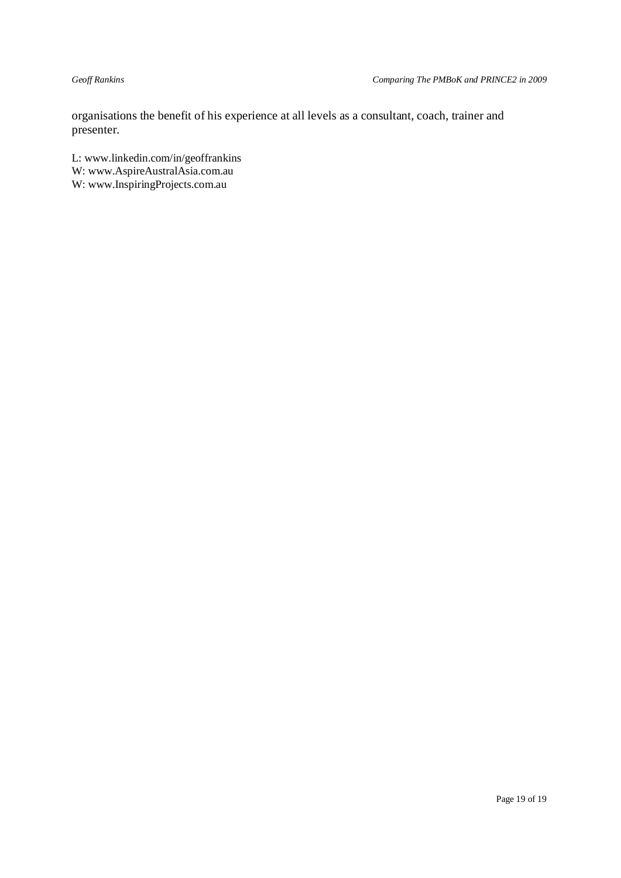organisations the benefit of his experience at all levels as a consultant, coach, trainer and presenter.

L: www.linkedin.com/in/geoffrankins  
W: www.AspireAustralAsia.com.au  
W: www.InspiringProjects.com.au